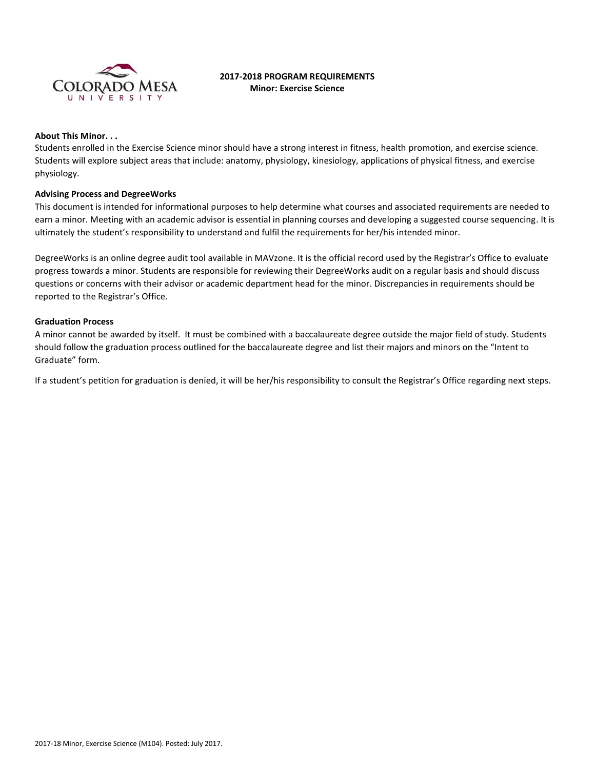**2017-2018 PROGRAM REQUIREMENTS**
**Minor: Exercise Science**

**About This Minor. . .**

Students enrolled in the Exercise Science minor should have a strong interest in fitness, health promotion, and exercise science. Students will explore subject areas that include: anatomy, physiology, kinesiology, applications of physical fitness, and exercise physiology.

**Advising Process and DegreeWorks**

This document is intended for informational purposes to help determine what courses and associated requirements are needed to earn a minor. Meeting with an academic advisor is essential in planning courses and developing a suggested course sequencing. It is ultimately the student's responsibility to understand and fulfil the requirements for her/his intended minor.

DegreeWorks is an online degree audit tool available in MAVzone. It is the official record used by the Registrar's Office to evaluate progress towards a minor. Students are responsible for reviewing their DegreeWorks audit on a regular basis and should discuss questions or concerns with their advisor or academic department head for the minor. Discrepancies in requirements should be reported to the Registrar's Office.

**Graduation Process**

A minor cannot be awarded by itself. It must be combined with a baccalaureate degree outside the major field of study. Students should follow the graduation process outlined for the baccalaureate degree and list their majors and minors on the "Intent to Graduate" form.

If a student's petition for graduation is denied, it will be her/his responsibility to consult the Registrar's Office regarding next steps.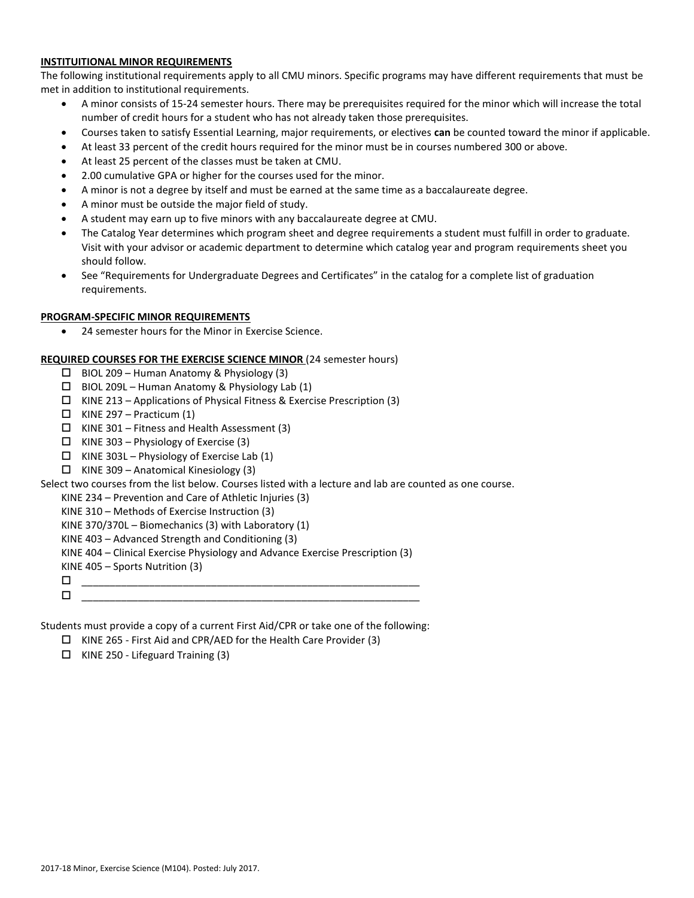**INSTITUITIONAL MINOR REQUIREMENTS**

The following institutional requirements apply to all CMU minors. Specific programs may have different requirements that must be met in addition to institutional requirements.

- A minor consists of 15-24 semester hours. There may be prerequisites required for the minor which will increase the total number of credit hours for a student who has not already taken those prerequisites.
- Courses taken to satisfy Essential Learning, major requirements, or electives **can** be counted toward the minor if applicable.
- At least 33 percent of the credit hours required for the minor must be in courses numbered 300 or above.
- At least 25 percent of the classes must be taken at CMU.
- 2.00 cumulative GPA or higher for the courses used for the minor.
- A minor is not a degree by itself and must be earned at the same time as a baccalaureate degree.
- A minor must be outside the major field of study.
- A student may earn up to five minors with any baccalaureate degree at CMU.
- The Catalog Year determines which program sheet and degree requirements a student must fulfill in order to graduate. Visit with your advisor or academic department to determine which catalog year and program requirements sheet you should follow.
- See "Requirements for Undergraduate Degrees and Certificates" in the catalog for a complete list of graduation requirements.

**PROGRAM-SPECIFIC MINOR REQUIREMENTS**

- 24 semester hours for the Minor in Exercise Science.

**REQUIRED COURSES FOR THE EXERCISE SCIENCE MINOR** (24 semester hours)

- ☐ BIOL 209 – Human Anatomy & Physiology (3)
- ☐ BIOL 209L – Human Anatomy & Physiology Lab (1)
- ☐ KINE 213 – Applications of Physical Fitness & Exercise Prescription (3)
- ☐ KINE 297 – Practicum (1)
- ☐ KINE 301 – Fitness and Health Assessment (3)
- ☐ KINE 303 – Physiology of Exercise (3)
- ☐ KINE 303L – Physiology of Exercise Lab (1)
- ☐ KINE 309 – Anatomical Kinesiology (3)

Select two courses from the list below. Courses listed with a lecture and lab are counted as one course.

KINE 234 – Prevention and Care of Athletic Injuries (3)
KINE 310 – Methods of Exercise Instruction (3)
KINE 370/370L – Biomechanics (3) with Laboratory (1)
KINE 403 – Advanced Strength and Conditioning (3)
KINE 404 – Clinical Exercise Physiology and Advance Exercise Prescription (3)
KINE 405 – Sports Nutrition (3)

- ☐ ______________________________________________________________
- ☐ ______________________________________________________________

Students must provide a copy of a current First Aid/CPR or take one of the following:

- ☐ KINE 265 - First Aid and CPR/AED for the Health Care Provider (3)
- ☐ KINE 250 - Lifeguard Training (3)

2017-18 Minor, Exercise Science (M104). Posted: July 2017.